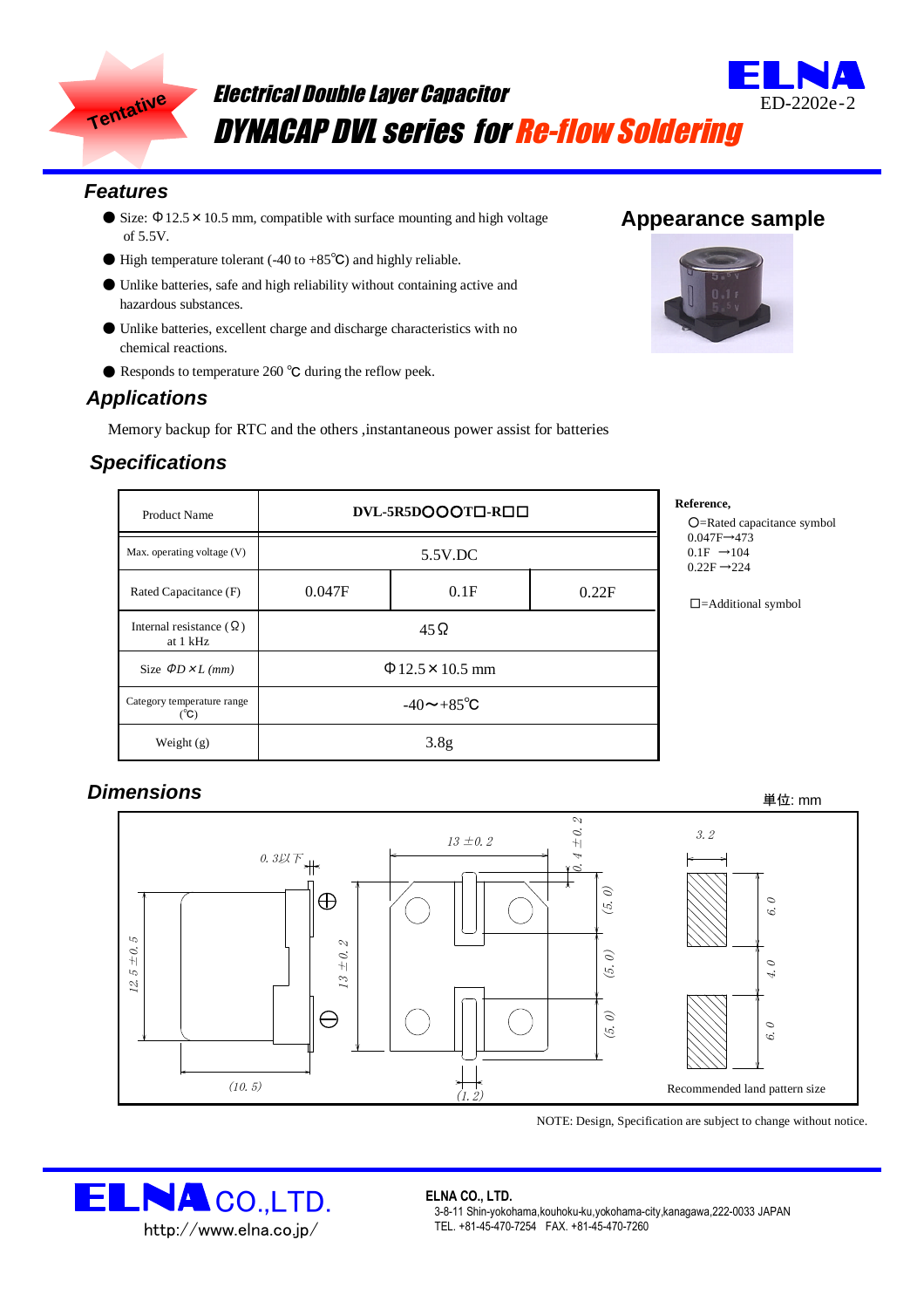Tentative

# Electrical Double Layer Capacitor

# DYNACAP DVL series for Re-flow Soldering

ELNA
ED-2202e-2

## Features

- Size: Φ12.5 × 10.5 mm, compatible with surface mounting and high voltage of 5.5V.
- High temperature tolerant (-40 to +85℃) and highly reliable.
- Unlike batteries, safe and high reliability without containing active and hazardous substances.
- Unlike batteries, excellent charge and discharge characteristics with no chemical reactions.
- Responds to temperature 260 ℃ during the reflow peek.

## Appearance sample

## Applications

Memory backup for RTC and the others ,instantaneous power assist for batteries

## Specifications

| Product Name | DVL-5R5D〇〇〇T□-R□□ | | |
|---|---|---|---|
| Max. operating voltage (V) | 5.5V.DC | | |
| Rated Capacitance (F) | 0.047F | 0.1F | 0.22F |
| Internal resistance (Ω) at 1 kHz | 45Ω | | |
| Size ΦD×L (mm) | Φ12.5×10.5 mm | | |
| Category temperature range (℃) | -40〜+85℃ | | |
| Weight (g) | 3.8g | | |

**Reference,**

〇=Rated capacitance symbol
0.047F→473
0.1F →104
0.22F →224

□=Additional symbol

## Dimensions

単位: mm

0. 3以下, 12. 5±0. 5, (10. 5), 13±0. 2, 13±0. 2, 0. 4±0. 2, (5. 0), (5. 0), (5. 0), (1. 2), 3. 2, 6. 0, 4. 0, 6. 0

Recommended land pattern size

NOTE: Design, Specification are subject to change without notice.

ELNA CO.,LTD.
http://www.elna.co.jp/

**ELNA CO., LTD.**
3-8-11 Shin-yokohama,kouhoku-ku,yokohama-city,kanagawa,222-0033 JAPAN
TEL. +81-45-470-7254 FAX. +81-45-470-7260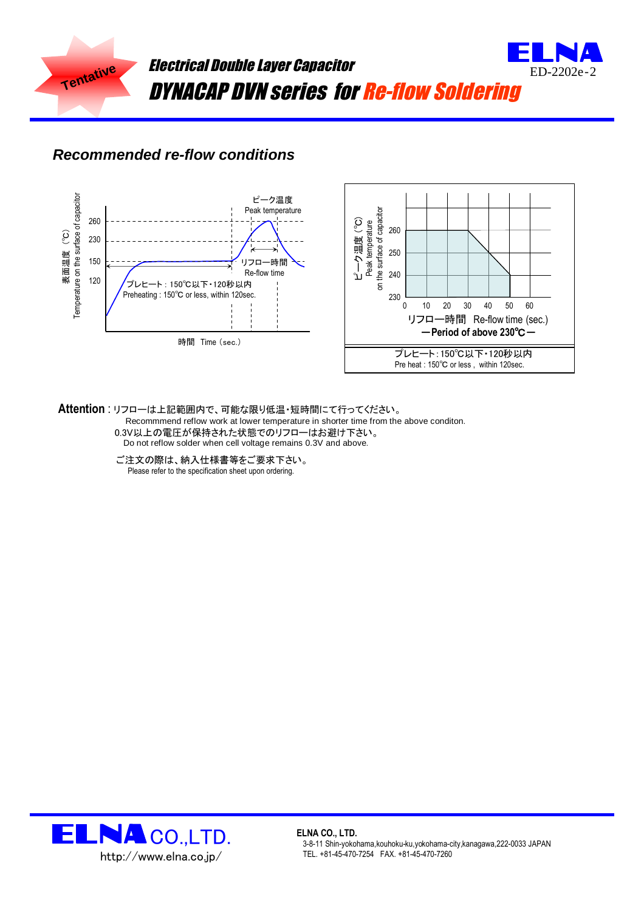Tentative

# Electrical Double Layer Capacitor
# DYNACAP DVN series for Re-flow Soldering

ED-2202e-2

## Recommended re-flow conditions

表面温度 (℃)
Temperature on the surface of capacitor

260
230
150
120

ピーク温度
Peak temperature

リフロー時間
Re-flow time

プレヒート : 150℃以下・120秒以内
Preheating : 150℃ or less, within 120sec.

時間 Time (sec.)

ピーク温度 (℃)
Peak temperature
on the surface of capacitor

260
250
240
230

0 10 20 30 40 50 60

リフロー時間 Re-flow time (sec.)
ーPeriod of above 230℃ー

プレヒート : 150℃以下・120秒以内
Pre heat : 150℃ or less , within 120sec.

**Attention** : リフローは上記範囲内で、可能な限り低温・短時間にて行ってください。
Recommmend reflow work at lower temperature in shorter time from the above conditon.
0.3V以上の電圧が保持された状態でのリフローはお避け下さい。
Do not reflow solder when cell voltage remains 0.3V and above.

ご注文の際は、納入仕様書等をご要求下さい。
Please refer to the specification sheet upon ordering.

ELNA CO.,LTD.
http://www.elna.co.jp/

**ELNA CO., LTD.**
3-8-11 Shin-yokohama,kouhoku-ku,yokohama-city,kanagawa,222-0033 JAPAN
TEL. +81-45-470-7254 FAX. +81-45-470-7260